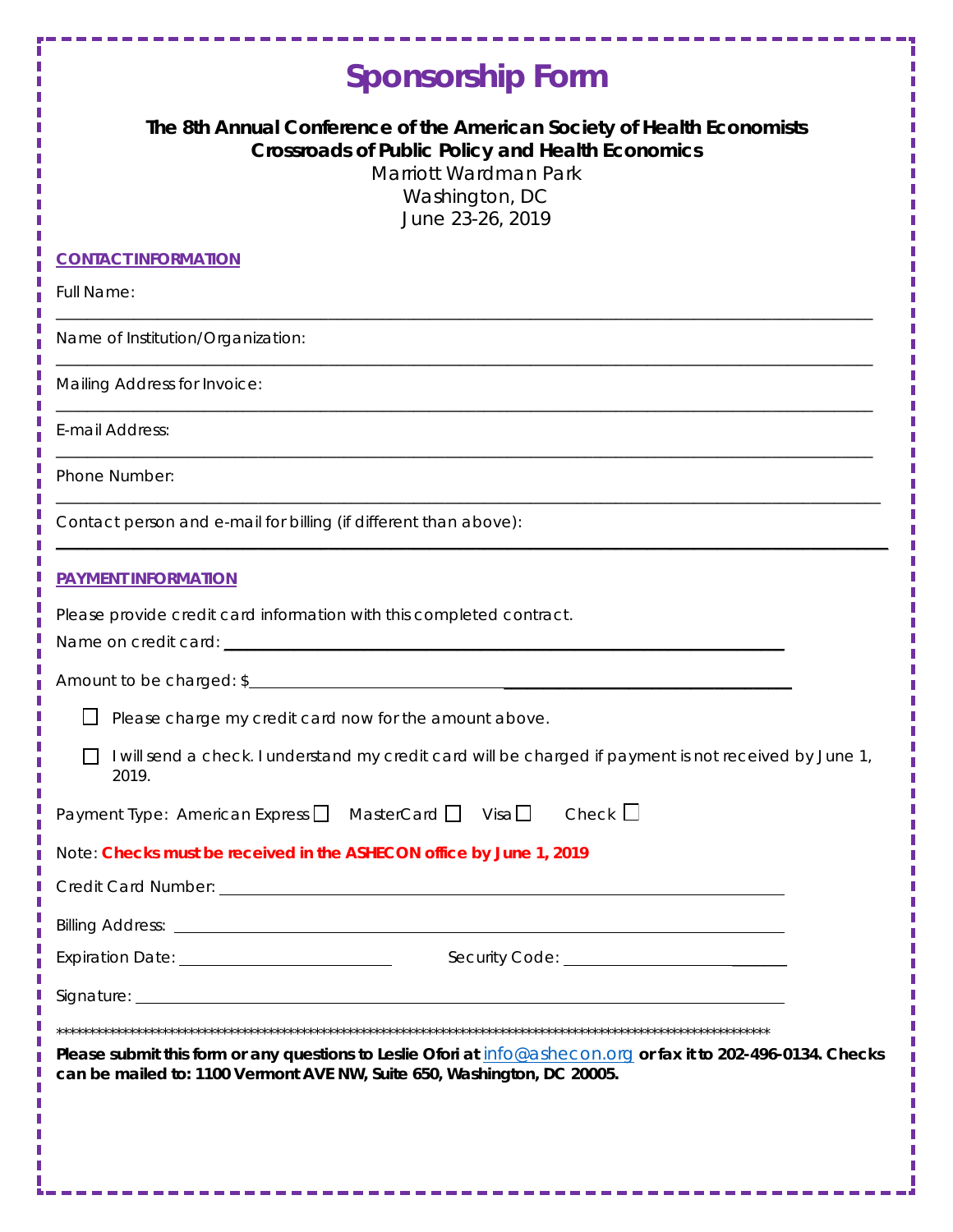# Sponsorship Form

**The 8th Annual Conference of the American Society of Health Economists**
**Crossroads of Public Policy and Health Economics**

Marriott Wardman Park
Washington, DC
June 23-26, 2019

## CONTACT INFORMATION

Full Name:

___________________________________________________________________________

Name of Institution/Organization:

___________________________________________________________________________

Mailing Address for Invoice:

___________________________________________________________________________

E-mail Address:

___________________________________________________________________________

Phone Number:

___________________________________________________________________________

Contact person and e-mail for billing (if different than above):

___________________________________________________________________________

## PAYMENT INFORMATION

Please provide credit card information with this completed contract.

Name on credit card: ___________________________________________________

Amount to be charged: $_________________________________________________

☐ Please charge my credit card now for the amount above.

☐ I will send a check. I understand my credit card will be charged if payment is not received by June 1, 2019.

Payment Type: American Express ☐ MasterCard ☐ Visa ☐ Check ☐

Note: **Checks must be received in the ASHECON office by June 1, 2019**

Credit Card Number: ____________________________________________________

Billing Address: _______________________________________________________

Expiration Date: ____________________ Security Code: ____________________

Signature: ____________________________________________________________

*****************************************************************************************************************

**Please submit this form or any questions to Leslie Ofori at info@ashecon.org or fax it to 202-496-0134. Checks can be mailed to: 1100 Vermont AVE NW, Suite 650, Washington, DC 20005.**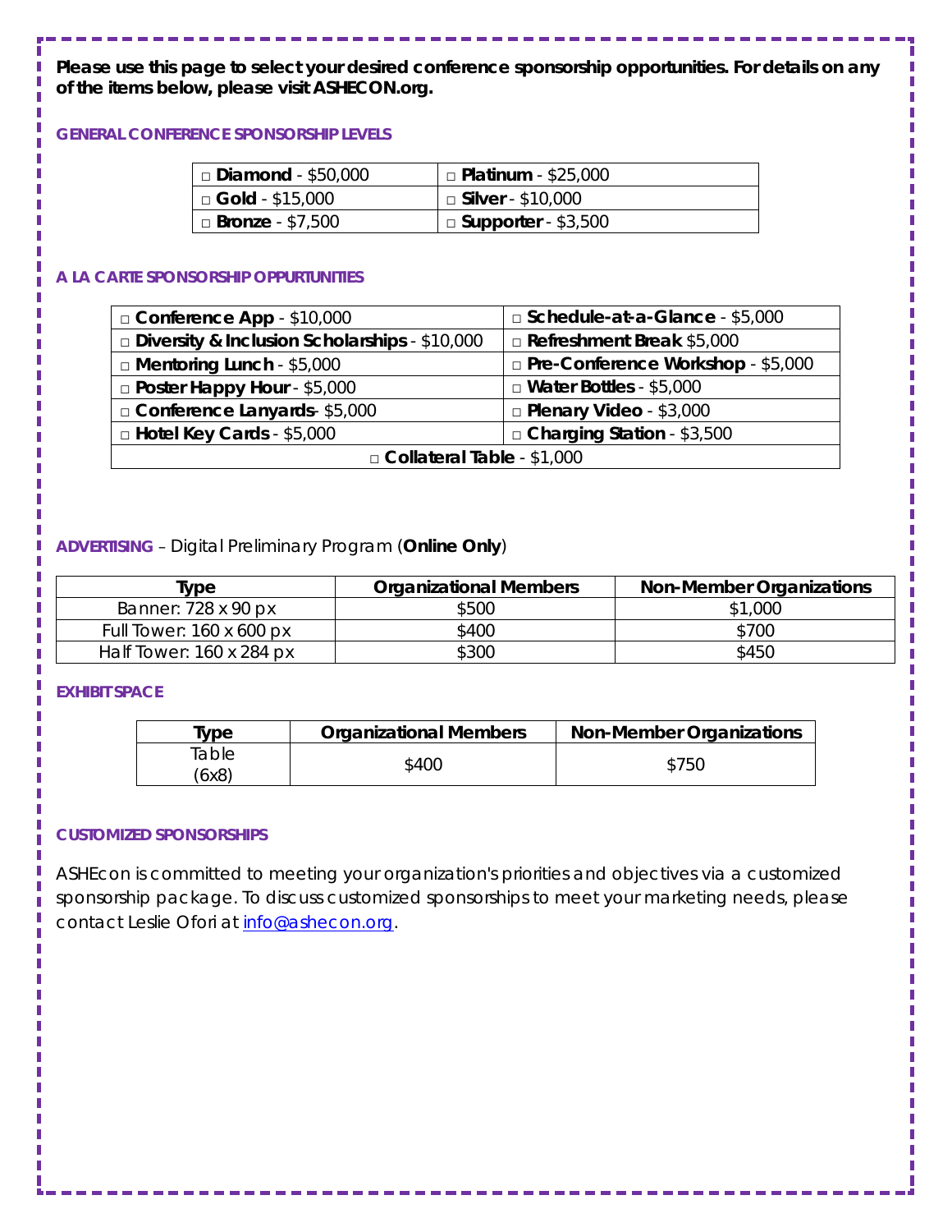**Please use this page to select your desired conference sponsorship opportunities. For details on any of the items below, please visit ASHECON.org.**

### GENERAL CONFERENCE SPONSORSHIP LEVELS

| | |
|---|---|
| □ **Diamond** - $50,000 | □ **Platinum** - $25,000 |
| □ **Gold** - $15,000 | □ **Silver** - $10,000 |
| □ **Bronze** - $7,500 | □ **Supporter** - $3,500 |

### A LA CARTE SPONSORSHIP OPPURTUNITIES

| | |
|---|---|
| □ **Conference App** - $10,000 | □ **Schedule-at-a-Glance** - $5,000 |
| □ **Diversity & Inclusion Scholarships** - $10,000 | □ **Refreshment Break** $5,000 |
| □ **Mentoring Lunch** - $5,000 | □ **Pre-Conference Workshop** - $5,000 |
| □ **Poster Happy Hour** - $5,000 | □ **Water Bottles** - $5,000 |
| □ **Conference Lanyards**- $5,000 | □ **Plenary Video** - $3,000 |
| □ **Hotel Key Cards** - $5,000 | □ **Charging Station** - $3,500 |
| □ **Collateral Table** - $1,000 | |

### ADVERTISING – Digital Preliminary Program (**Online Only**)

| Type | Organizational Members | Non-Member Organizations |
|---|---|---|
| Banner: 728 x 90 px | $500 | $1,000 |
| Full Tower: 160 x 600 px | $400 | $700 |
| Half Tower: 160 x 284 px | $300 | $450 |

### EXHIBIT SPACE

| Type | Organizational Members | Non-Member Organizations |
|---|---|---|
| Table (6x8) | $400 | $750 |

### CUSTOMIZED SPONSORSHIPS

ASHEcon is committed to meeting your organization's priorities and objectives via a customized sponsorship package. To discuss customized sponsorships to meet your marketing needs, please contact Leslie Ofori at info@ashecon.org.